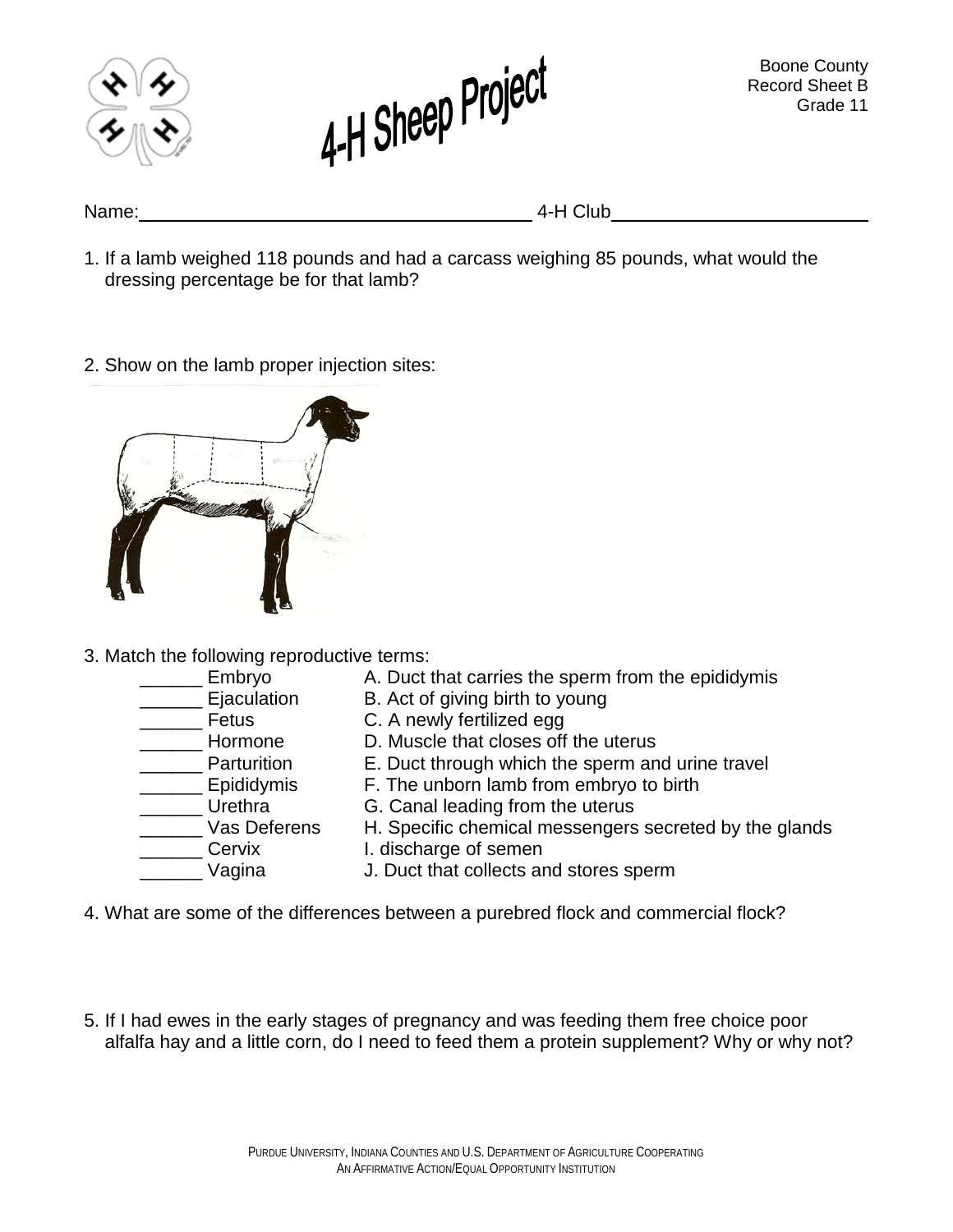# 4-H Sheep Project

Boone County
Record Sheet B
Grade 11

Name:\_\_\_\_\_\_\_\_\_\_\_\_\_\_\_\_\_\_\_\_\_\_\_\_\_\_\_\_\_\_\_\_\_\_\_\_\_\_ 4-H Club\_\_\_\_\_\_\_\_\_\_\_\_\_\_\_\_\_\_\_\_\_\_\_\_\_\_

1. If a lamb weighed 118 pounds and had a carcass weighing 85 pounds, what would the dressing percentage be for that lamb?

2. Show on the lamb proper injection sites:

3. Match the following reproductive terms:

| | |
|---|---|
| ______ Embryo | A. Duct that carries the sperm from the epididymis |
| ______ Ejaculation | B. Act of giving birth to young |
| ______ Fetus | C. A newly fertilized egg |
| ______ Hormone | D. Muscle that closes off the uterus |
| ______ Parturition | E. Duct through which the sperm and urine travel |
| ______ Epididymis | F. The unborn lamb from embryo to birth |
| ______ Urethra | G. Canal leading from the uterus |
| ______ Vas Deferens | H. Specific chemical messengers secreted by the glands |
| ______ Cervix | I. discharge of semen |
| ______ Vagina | J. Duct that collects and stores sperm |

4. What are some of the differences between a purebred flock and commercial flock?

5. If I had ewes in the early stages of pregnancy and was feeding them free choice poor alfalfa hay and a little corn, do I need to feed them a protein supplement? Why or why not?

Purdue University, Indiana Counties and U.S. Department of Agriculture Cooperating
An Affirmative Action/Equal Opportunity Institution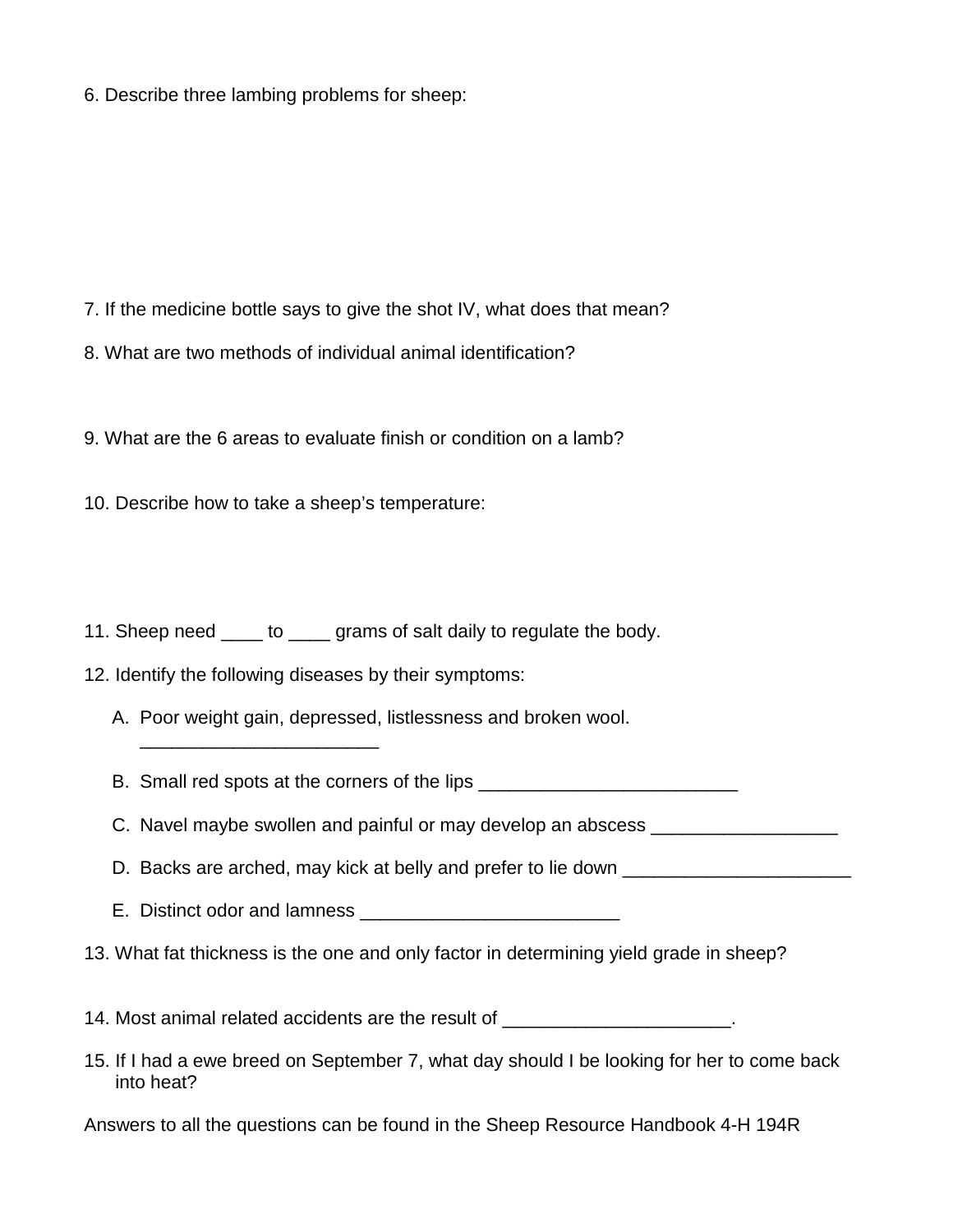6. Describe three lambing problems for sheep:

7. If the medicine bottle says to give the shot IV, what does that mean?

8. What are two methods of individual animal identification?

9. What are the 6 areas to evaluate finish or condition on a lamb?

10. Describe how to take a sheep's temperature:

11. Sheep need ____ to ____ grams of salt daily to regulate the body.

12. Identify the following diseases by their symptoms:

   A. Poor weight gain, depressed, listlessness and broken wool. _______________________

   B. Small red spots at the corners of the lips _________________________

   C. Navel maybe swollen and painful or may develop an abscess __________________

   D. Backs are arched, may kick at belly and prefer to lie down ______________________

   E. Distinct odor and lamness _________________________

13. What fat thickness is the one and only factor in determining yield grade in sheep?

14. Most animal related accidents are the result of ______________________.

15. If I had a ewe breed on September 7, what day should I be looking for her to come back into heat?

Answers to all the questions can be found in the Sheep Resource Handbook 4-H 194R